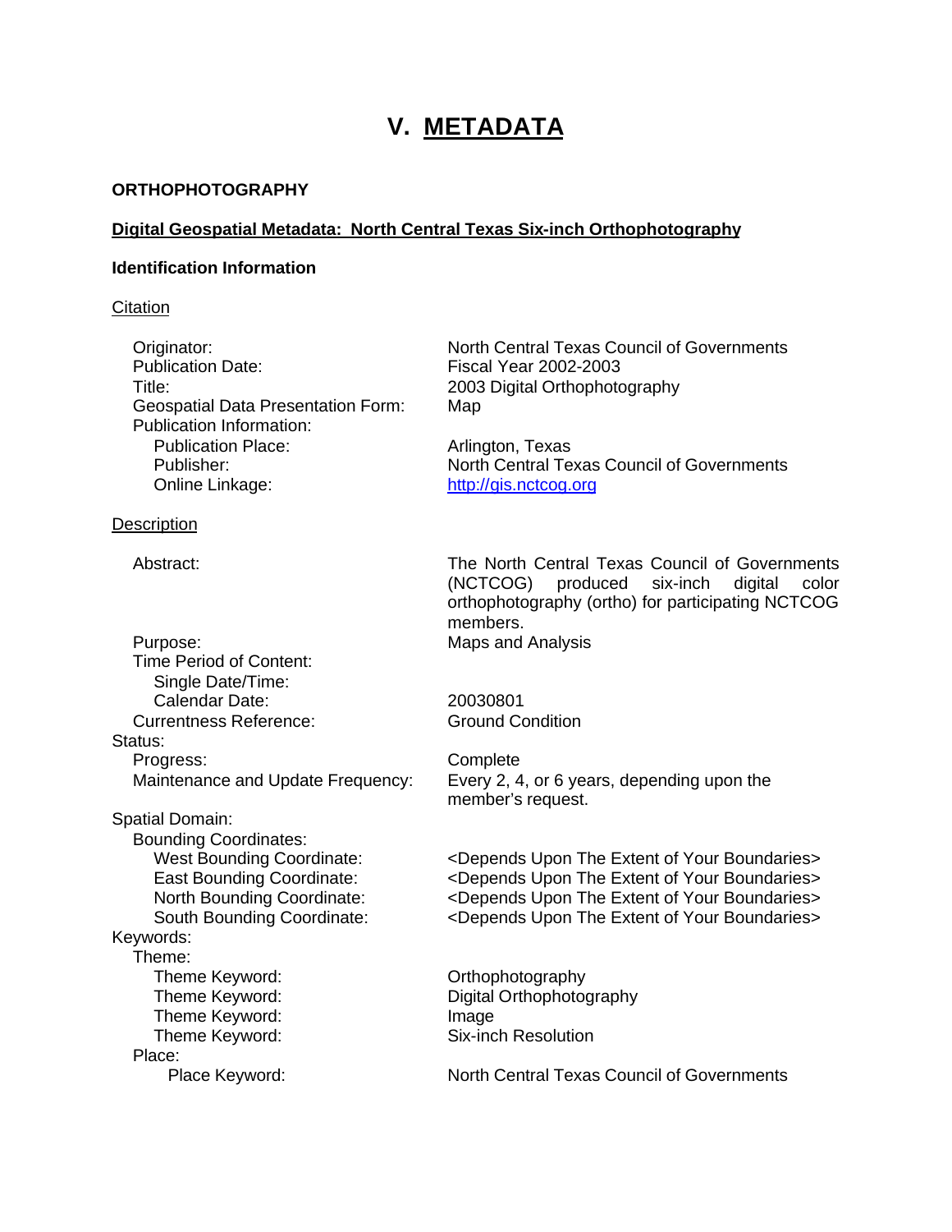# V. METADATA

### ORTHOPHOTOGRAPHY

### Digital Geospatial Metadata: North Central Texas Six-inch Orthophotography

#### Identification Information

Citation

| | |
|---|---|
| Originator: | North Central Texas Council of Governments |
| Publication Date: | Fiscal Year 2002-2003 |
| Title: | 2003 Digital Orthophotography |
| Geospatial Data Presentation Form: | Map |
| Publication Information: | |
| Publication Place: | Arlington, Texas |
| Publisher: | North Central Texas Council of Governments |
| Online Linkage: | http://gis.nctcog.org |

Description

| | |
|---|---|
| Abstract: | The North Central Texas Council of Governments (NCTCOG) produced six-inch digital color orthophotography (ortho) for participating NCTCOG members. |
| Purpose: | Maps and Analysis |
| Time Period of Content: | |
| Single Date/Time: | |
| Calendar Date: | 20030801 |
| Currentness Reference: | Ground Condition |
| Status: | |
| Progress: | Complete |
| Maintenance and Update Frequency: | Every 2, 4, or 6 years, depending upon the member's request. |
| Spatial Domain: | |
| Bounding Coordinates: | |
| West Bounding Coordinate: | <Depends Upon The Extent of Your Boundaries> |
| East Bounding Coordinate: | <Depends Upon The Extent of Your Boundaries> |
| North Bounding Coordinate: | <Depends Upon The Extent of Your Boundaries> |
| South Bounding Coordinate: | <Depends Upon The Extent of Your Boundaries> |
| Keywords: | |
| Theme: | |
| Theme Keyword: | Orthophotography |
| Theme Keyword: | Digital Orthophotography |
| Theme Keyword: | Image |
| Theme Keyword: | Six-inch Resolution |
| Place: | |
| Place Keyword: | North Central Texas Council of Governments |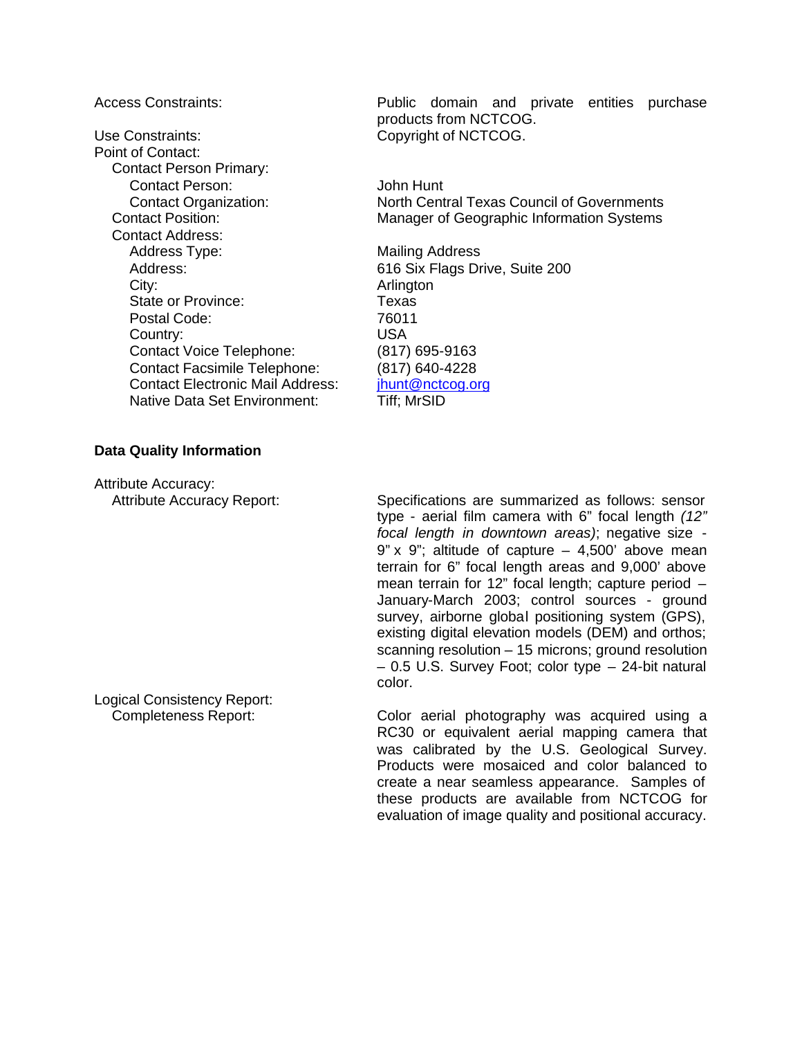Access Constraints: Public domain and private entities purchase products from NCTCOG.

Use Constraints: Copyright of NCTCOG.

Point of Contact:

- Contact Person Primary:
  - Contact Person: John Hunt
  - Contact Organization: North Central Texas Council of Governments
- Contact Position: Manager of Geographic Information Systems
- Contact Address:
  - Address Type: Mailing Address
  - Address: 616 Six Flags Drive, Suite 200
  - City: Arlington
  - State or Province: Texas
  - Postal Code: 76011
  - Country: USA
  - Contact Voice Telephone: (817) 695-9163
  - Contact Facsimile Telephone: (817) 640-4228
  - Contact Electronic Mail Address: jhunt@nctcog.org
  - Native Data Set Environment: Tiff; MrSID

**Data Quality Information**

Attribute Accuracy:

- Attribute Accuracy Report: Specifications are summarized as follows: sensor type - aerial film camera with 6" focal length *(12" focal length in downtown areas)*; negative size - 9" x 9"; altitude of capture – 4,500' above mean terrain for 6" focal length areas and 9,000' above mean terrain for 12" focal length; capture period – January-March 2003; control sources - ground survey, airborne global positioning system (GPS), existing digital elevation models (DEM) and orthos; scanning resolution – 15 microns; ground resolution – 0.5 U.S. Survey Foot; color type – 24-bit natural color.

Logical Consistency Report:

- Completeness Report: Color aerial photography was acquired using a RC30 or equivalent aerial mapping camera that was calibrated by the U.S. Geological Survey. Products were mosaiced and color balanced to create a near seamless appearance. Samples of these products are available from NCTCOG for evaluation of image quality and positional accuracy.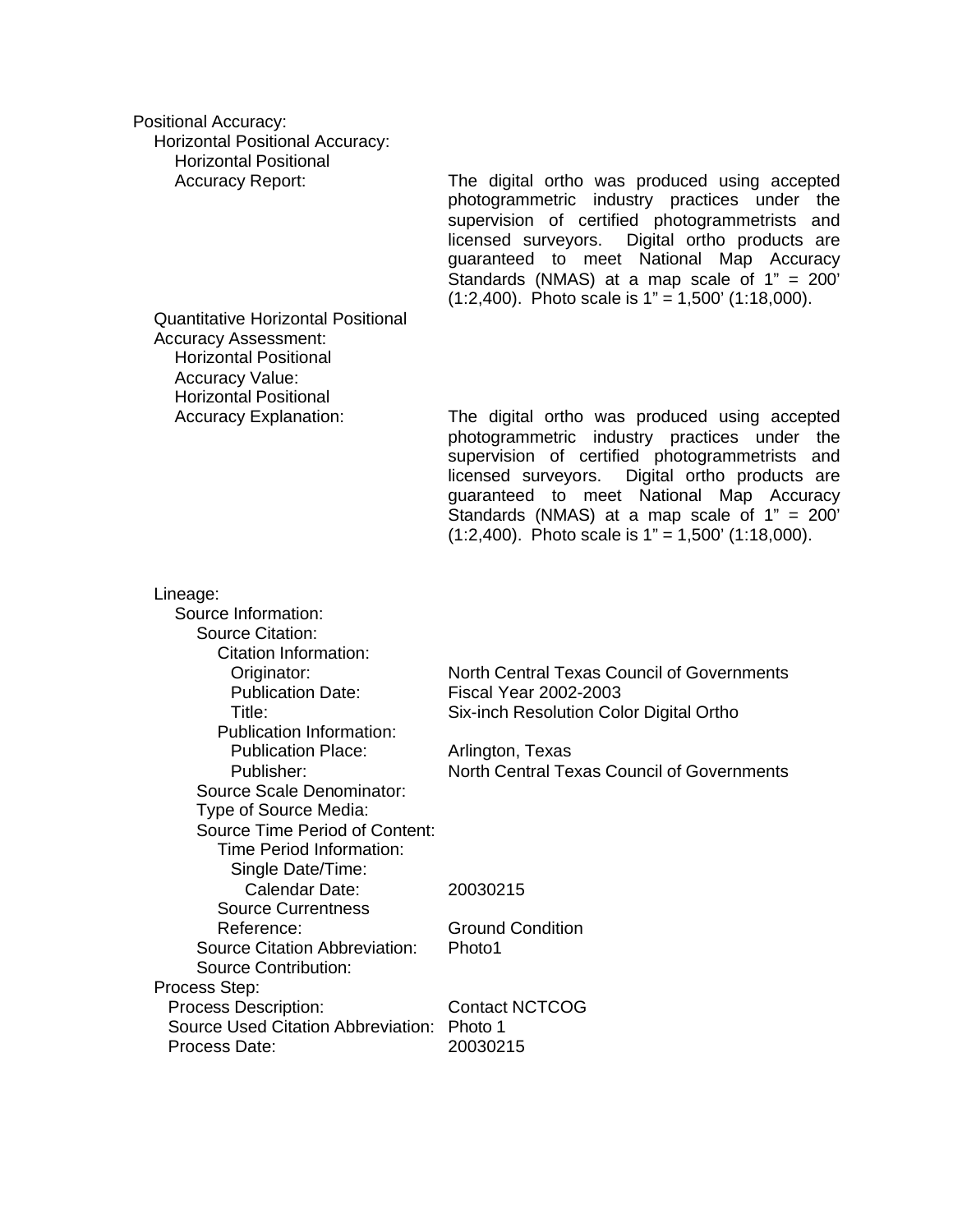Positional Accuracy:
  Horizontal Positional Accuracy:
    Horizontal Positional Accuracy Report: The digital ortho was produced using accepted photogrammetric industry practices under the supervision of certified photogrammetrists and licensed surveyors. Digital ortho products are guaranteed to meet National Map Accuracy Standards (NMAS) at a map scale of 1" = 200' (1:2,400). Photo scale is 1" = 1,500' (1:18,000).
  Quantitative Horizontal Positional Accuracy Assessment:
    Horizontal Positional Accuracy Value:
    Horizontal Positional Accuracy Explanation: The digital ortho was produced using accepted photogrammetric industry practices under the supervision of certified photogrammetrists and licensed surveyors. Digital ortho products are guaranteed to meet National Map Accuracy Standards (NMAS) at a map scale of 1" = 200' (1:2,400). Photo scale is 1" = 1,500' (1:18,000).

Lineage:
  Source Information:
    Source Citation:
      Citation Information:
        Originator: North Central Texas Council of Governments
        Publication Date: Fiscal Year 2002-2003
        Title: Six-inch Resolution Color Digital Ortho
      Publication Information:
        Publication Place: Arlington, Texas
        Publisher: North Central Texas Council of Governments
    Source Scale Denominator:
    Type of Source Media:
    Source Time Period of Content:
      Time Period Information:
        Single Date/Time:
          Calendar Date: 20030215
      Source Currentness Reference: Ground Condition
    Source Citation Abbreviation: Photo1
    Source Contribution:
Process Step:
  Process Description: Contact NCTCOG
  Source Used Citation Abbreviation: Photo 1
  Process Date: 20030215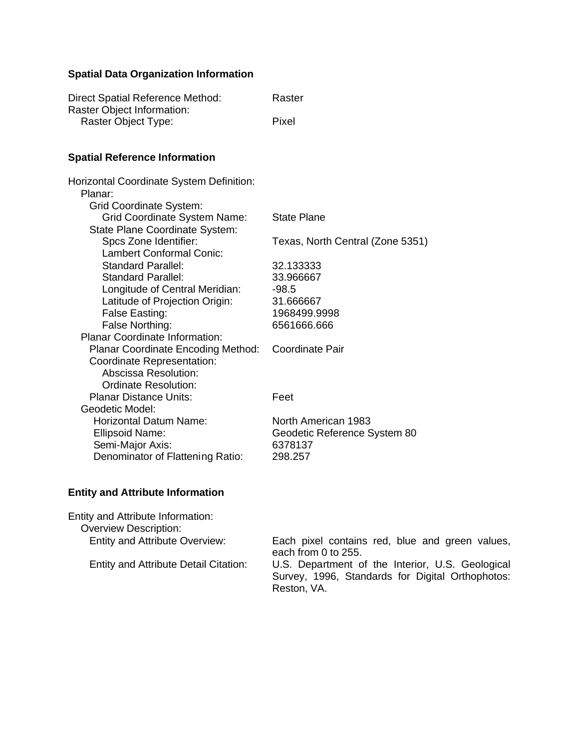## Spatial Data Organization Information

Direct Spatial Reference Method: Raster
Raster Object Information:
  Raster Object Type: Pixel

## Spatial Reference Information

Horizontal Coordinate System Definition:
  Planar:
    Grid Coordinate System:
      Grid Coordinate System Name: State Plane
    State Plane Coordinate System:
      Spcs Zone Identifier: Texas, North Central (Zone 5351)
      Lambert Conformal Conic:
      Standard Parallel: 32.133333
      Standard Parallel: 33.966667
      Longitude of Central Meridian: -98.5
      Latitude of Projection Origin: 31.666667
      False Easting: 1968499.9998
      False Northing: 6561666.666
  Planar Coordinate Information:
    Planar Coordinate Encoding Method: Coordinate Pair
    Coordinate Representation:
      Abscissa Resolution:
      Ordinate Resolution:
    Planar Distance Units: Feet
  Geodetic Model:
    Horizontal Datum Name: North American 1983
    Ellipsoid Name: Geodetic Reference System 80
    Semi-Major Axis: 6378137
    Denominator of Flattening Ratio: 298.257

## Entity and Attribute Information

Entity and Attribute Information:
  Overview Description:
    Entity and Attribute Overview: Each pixel contains red, blue and green values, each from 0 to 255.
    Entity and Attribute Detail Citation: U.S. Department of the Interior, U.S. Geological Survey, 1996, Standards for Digital Orthophotos: Reston, VA.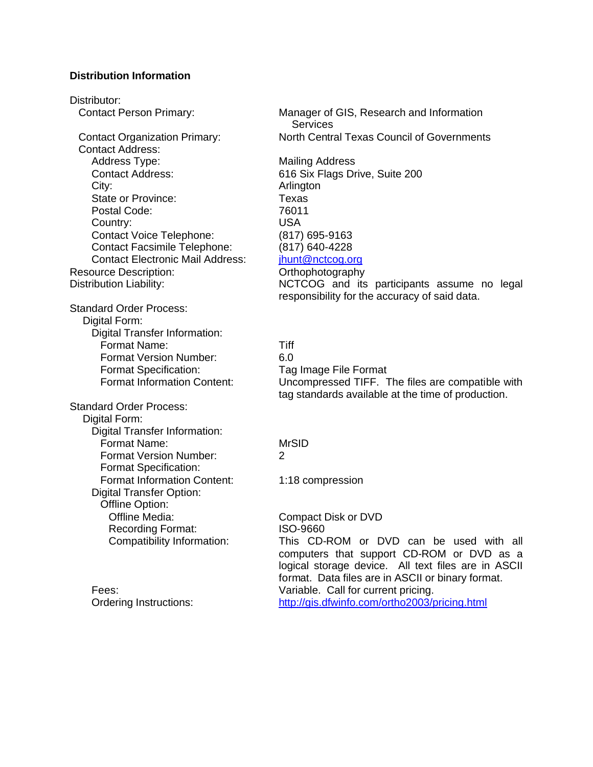## Distribution Information

Distributor:

- Contact Person Primary: Manager of GIS, Research and Information Services
- Contact Organization Primary: North Central Texas Council of Governments
- Contact Address:
  - Address Type: Mailing Address
  - Contact Address: 616 Six Flags Drive, Suite 200
  - City: Arlington
  - State or Province: Texas
  - Postal Code: 76011
  - Country: USA
  - Contact Voice Telephone: (817) 695-9163
  - Contact Facsimile Telephone: (817) 640-4228
  - Contact Electronic Mail Address: jhunt@nctcog.org

Resource Description: Orthophotography

Distribution Liability: NCTCOG and its participants assume no legal responsibility for the accuracy of said data.

Standard Order Process:

- Digital Form:
  - Digital Transfer Information:
    - Format Name: Tiff
    - Format Version Number: 6.0
    - Format Specification: Tag Image File Format
    - Format Information Content: Uncompressed TIFF. The files are compatible with tag standards available at the time of production.

Standard Order Process:

- Digital Form:
  - Digital Transfer Information:
    - Format Name: MrSID
    - Format Version Number: 2
    - Format Specification:
    - Format Information Content: 1:18 compression
  - Digital Transfer Option:
    - Offline Option:
      - Offline Media: Compact Disk or DVD
      - Recording Format: ISO-9660
      - Compatibility Information: This CD-ROM or DVD can be used with all computers that support CD-ROM or DVD as a logical storage device. All text files are in ASCII format. Data files are in ASCII or binary format.
  - Fees: Variable. Call for current pricing.
  - Ordering Instructions: http://gis.dfwinfo.com/ortho2003/pricing.html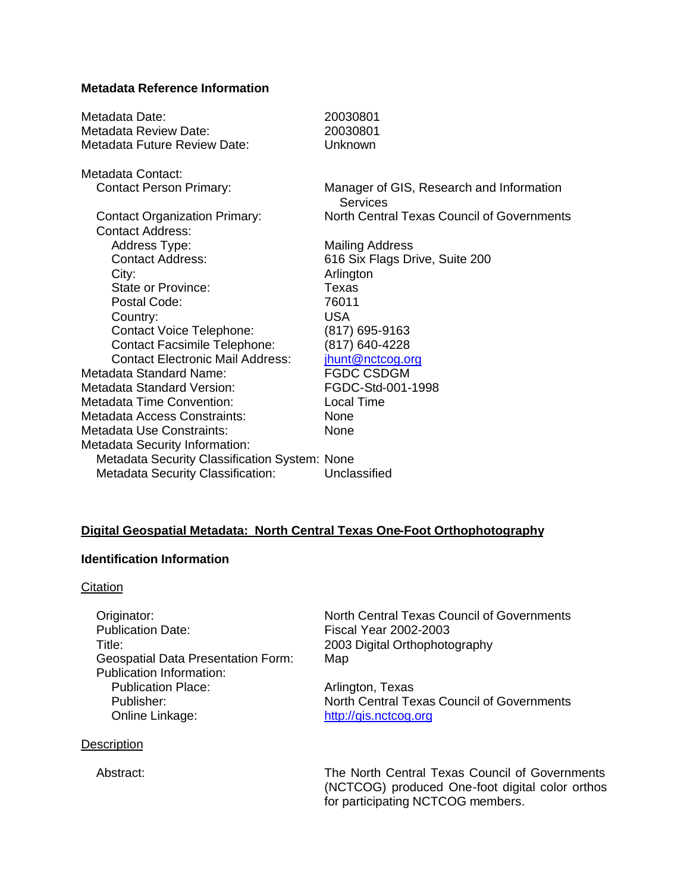**Metadata Reference Information**

Metadata Date: 20030801
Metadata Review Date: 20030801
Metadata Future Review Date: Unknown

Metadata Contact:
  Contact Person Primary: Manager of GIS, Research and Information Services
  Contact Organization Primary: North Central Texas Council of Governments
  Contact Address:
    Address Type: Mailing Address
    Contact Address: 616 Six Flags Drive, Suite 200
    City: Arlington
    State or Province: Texas
    Postal Code: 76011
    Country: USA
    Contact Voice Telephone: (817) 695-9163
    Contact Facsimile Telephone: (817) 640-4228
    Contact Electronic Mail Address: jhunt@nctcog.org
Metadata Standard Name: FGDC CSDGM
Metadata Standard Version: FGDC-Std-001-1998
Metadata Time Convention: Local Time
Metadata Access Constraints: None
Metadata Use Constraints: None
Metadata Security Information:
  Metadata Security Classification System: None
  Metadata Security Classification: Unclassified

**Digital Geospatial Metadata: North Central Texas One-Foot Orthophotography**

**Identification Information**

Citation

  Originator: North Central Texas Council of Governments
  Publication Date: Fiscal Year 2002-2003
  Title: 2003 Digital Orthophotography
  Geospatial Data Presentation Form: Map
  Publication Information:
    Publication Place: Arlington, Texas
    Publisher: North Central Texas Council of Governments
    Online Linkage: http://gis.nctcog.org

Description

  Abstract: The North Central Texas Council of Governments (NCTCOG) produced One-foot digital color orthos for participating NCTCOG members.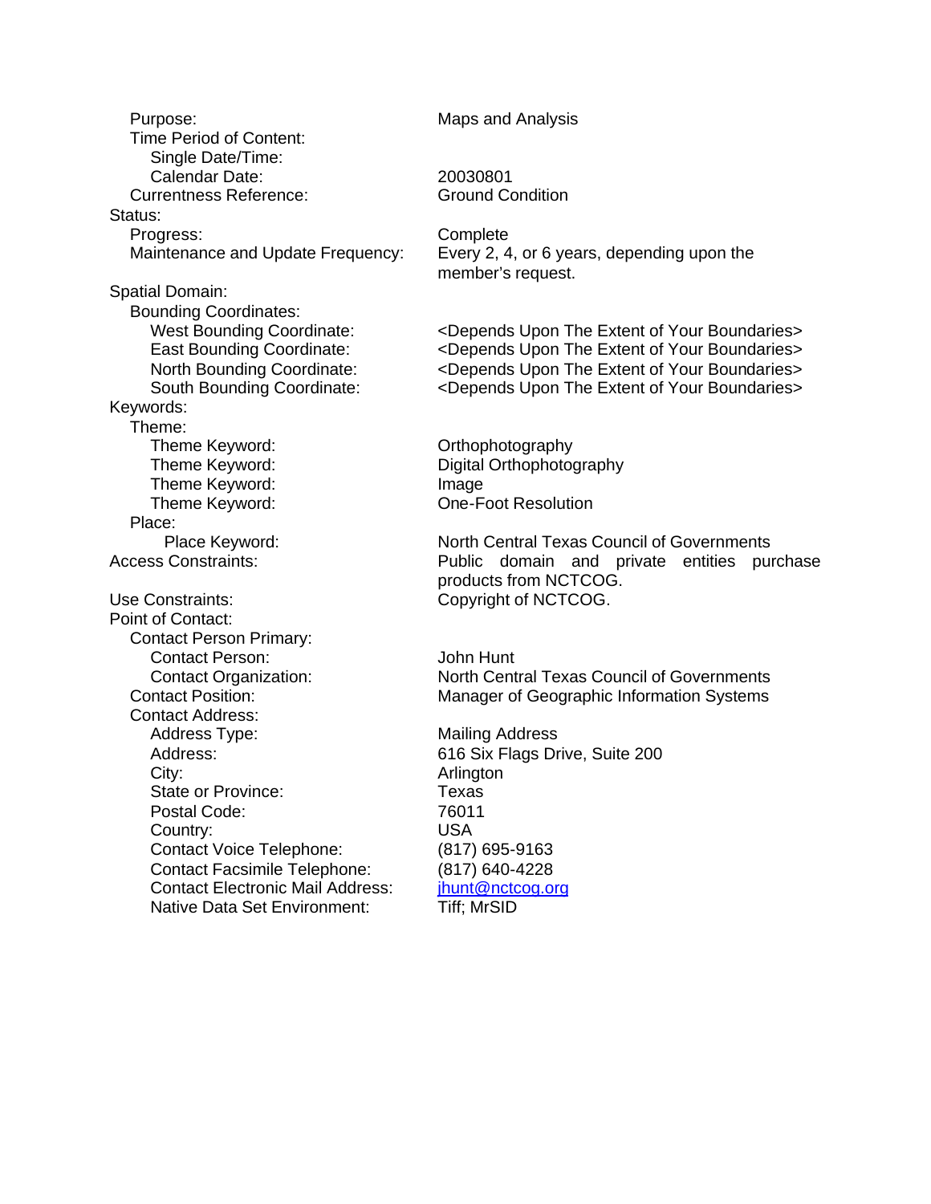Purpose: Maps and Analysis
Time Period of Content:
Single Date/Time:
Calendar Date: 20030801
Currentness Reference: Ground Condition

Status:
Progress: Complete
Maintenance and Update Frequency: Every 2, 4, or 6 years, depending upon the member's request.

Spatial Domain:
Bounding Coordinates:
West Bounding Coordinate: <Depends Upon The Extent of Your Boundaries>
East Bounding Coordinate: <Depends Upon The Extent of Your Boundaries>
North Bounding Coordinate: <Depends Upon The Extent of Your Boundaries>
South Bounding Coordinate: <Depends Upon The Extent of Your Boundaries>

Keywords:
Theme:
Theme Keyword: Orthophotography
Theme Keyword: Digital Orthophotography
Theme Keyword: Image
Theme Keyword: One-Foot Resolution
Place:
Place Keyword: North Central Texas Council of Governments

Access Constraints: Public domain and private entities purchase products from NCTCOG.

Use Constraints: Copyright of NCTCOG.

Point of Contact:
Contact Person Primary:
Contact Person: John Hunt
Contact Organization: North Central Texas Council of Governments
Contact Position: Manager of Geographic Information Systems
Contact Address:
Address Type: Mailing Address
Address: 616 Six Flags Drive, Suite 200
City: Arlington
State or Province: Texas
Postal Code: 76011
Country: USA
Contact Voice Telephone: (817) 695-9163
Contact Facsimile Telephone: (817) 640-4228
Contact Electronic Mail Address: jhunt@nctcog.org
Native Data Set Environment: Tiff; MrSID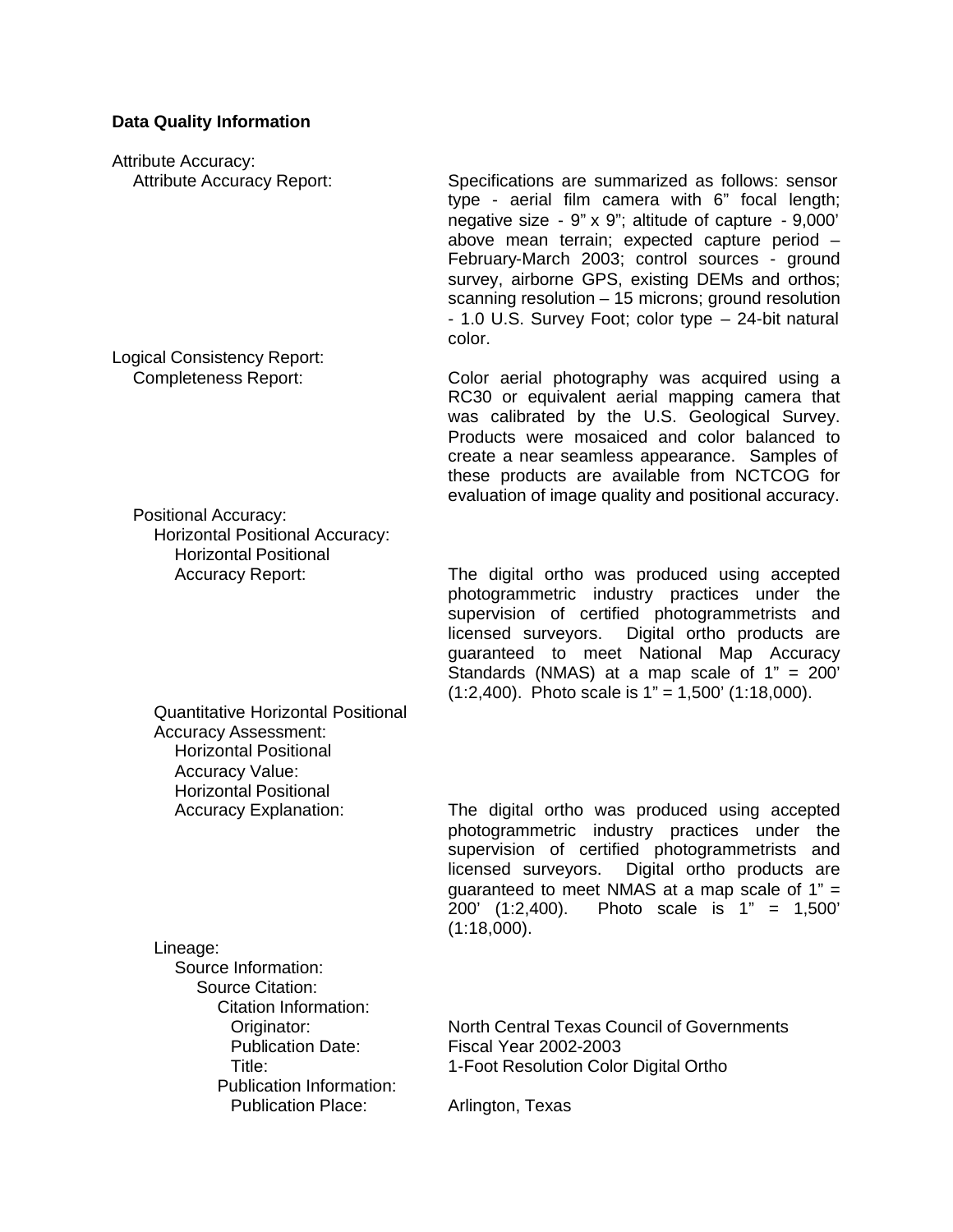**Data Quality Information**

Attribute Accuracy:

- Attribute Accuracy Report: Specifications are summarized as follows: sensor type - aerial film camera with 6” focal length; negative size - 9” x 9”; altitude of capture - 9,000’ above mean terrain; expected capture period – February-March 2003; control sources - ground survey, airborne GPS, existing DEMs and orthos; scanning resolution – 15 microns; ground resolution - 1.0 U.S. Survey Foot; color type – 24-bit natural color.

Logical Consistency Report:

- Completeness Report: Color aerial photography was acquired using a RC30 or equivalent aerial mapping camera that was calibrated by the U.S. Geological Survey. Products were mosaiced and color balanced to create a near seamless appearance. Samples of these products are available from NCTCOG for evaluation of image quality and positional accuracy.

- Positional Accuracy:
  - Horizontal Positional Accuracy:
    - Horizontal Positional Accuracy Report: The digital ortho was produced using accepted photogrammetric industry practices under the supervision of certified photogrammetrists and licensed surveyors. Digital ortho products are guaranteed to meet National Map Accuracy Standards (NMAS) at a map scale of 1” = 200’ (1:2,400). Photo scale is 1” = 1,500’ (1:18,000).
  - Quantitative Horizontal Positional Accuracy Assessment:
    - Horizontal Positional Accuracy Value:
    - Horizontal Positional Accuracy Explanation: The digital ortho was produced using accepted photogrammetric industry practices under the supervision of certified photogrammetrists and licensed surveyors. Digital ortho products are guaranteed to meet NMAS at a map scale of 1” = 200’ (1:2,400). Photo scale is 1” = 1,500’ (1:18,000).
  - Lineage:
    - Source Information:
      - Source Citation:
        - Citation Information:
          - Originator: North Central Texas Council of Governments
          - Publication Date: Fiscal Year 2002-2003
          - Title: 1-Foot Resolution Color Digital Ortho
        - Publication Information:
          - Publication Place: Arlington, Texas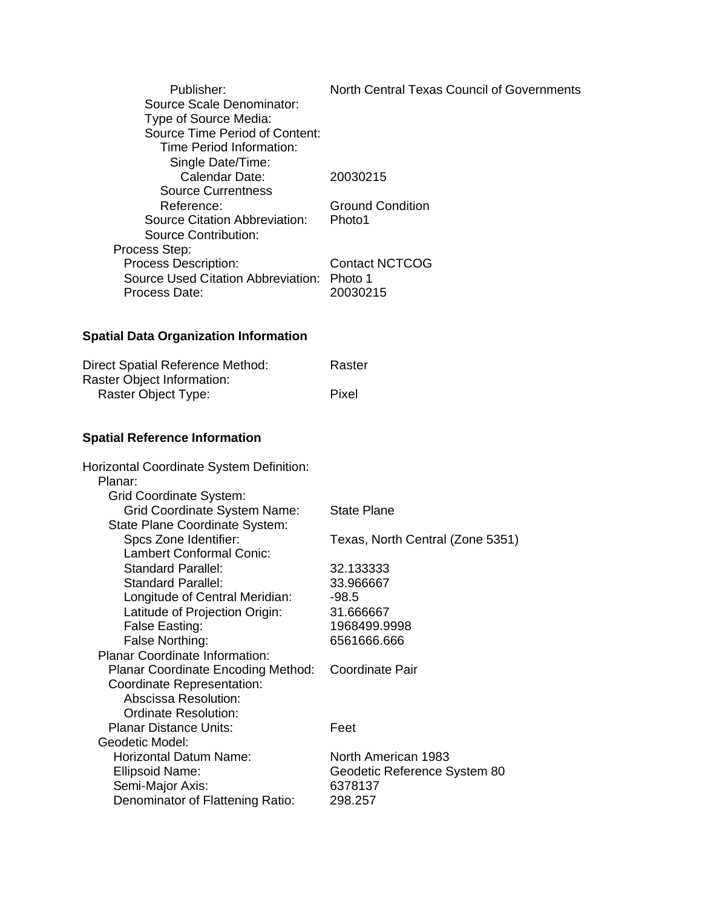Publisher: North Central Texas Council of Governments
Source Scale Denominator:
Type of Source Media:
Source Time Period of Content:
Time Period Information:
Single Date/Time:
Calendar Date: 20030215
Source Currentness Reference: Ground Condition
Source Citation Abbreviation: Photo1
Source Contribution:
Process Step:
Process Description: Contact NCTCOG
Source Used Citation Abbreviation: Photo 1
Process Date: 20030215

**Spatial Data Organization Information**

Direct Spatial Reference Method: Raster
Raster Object Information:
Raster Object Type: Pixel

**Spatial Reference Information**

Horizontal Coordinate System Definition:
Planar:
Grid Coordinate System:
Grid Coordinate System Name: State Plane
State Plane Coordinate System:
Spcs Zone Identifier: Texas, North Central (Zone 5351)
Lambert Conformal Conic:
Standard Parallel: 32.133333
Standard Parallel: 33.966667
Longitude of Central Meridian: -98.5
Latitude of Projection Origin: 31.666667
False Easting: 1968499.9998
False Northing: 6561666.666
Planar Coordinate Information:
Planar Coordinate Encoding Method: Coordinate Pair
Coordinate Representation:
Abscissa Resolution:
Ordinate Resolution:
Planar Distance Units: Feet
Geodetic Model:
Horizontal Datum Name: North American 1983
Ellipsoid Name: Geodetic Reference System 80
Semi-Major Axis: 6378137
Denominator of Flattening Ratio: 298.257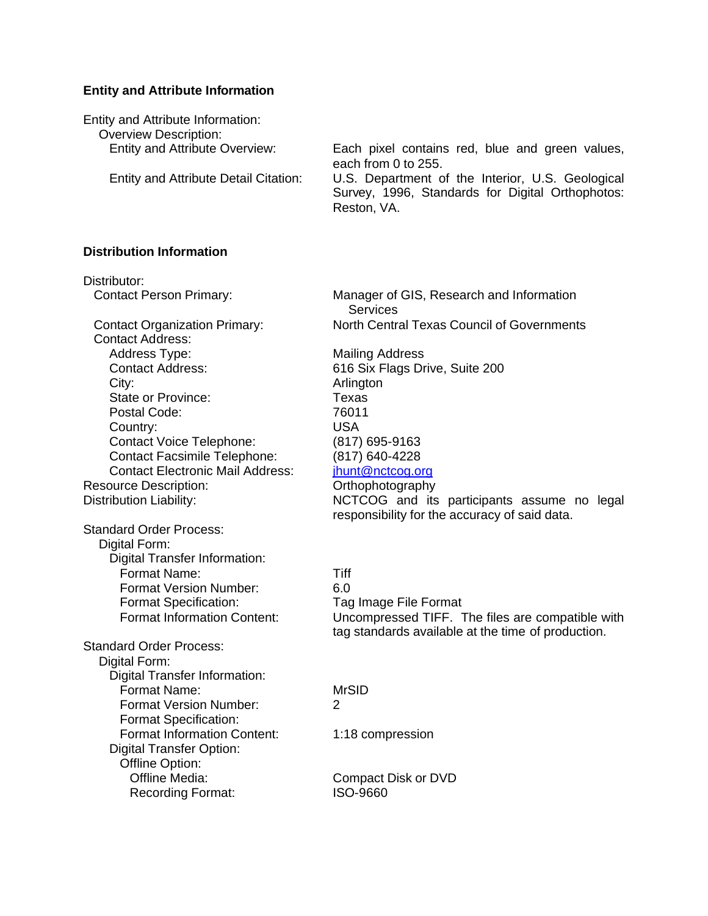## Entity and Attribute Information

Entity and Attribute Information:
  Overview Description:
    Entity and Attribute Overview: Each pixel contains red, blue and green values, each from 0 to 255.
    Entity and Attribute Detail Citation: U.S. Department of the Interior, U.S. Geological Survey, 1996, Standards for Digital Orthophotos: Reston, VA.

## Distribution Information

Distributor:
  Contact Person Primary: Manager of GIS, Research and Information Services
  Contact Organization Primary: North Central Texas Council of Governments
  Contact Address:
    Address Type: Mailing Address
    Contact Address: 616 Six Flags Drive, Suite 200
    City: Arlington
    State or Province: Texas
    Postal Code: 76011
    Country: USA
    Contact Voice Telephone: (817) 695-9163
    Contact Facsimile Telephone: (817) 640-4228
    Contact Electronic Mail Address: jhunt@nctcog.org
Resource Description: Orthophotography
Distribution Liability: NCTCOG and its participants assume no legal responsibility for the accuracy of said data.

Standard Order Process:
  Digital Form:
    Digital Transfer Information:
      Format Name: Tiff
      Format Version Number: 6.0
      Format Specification: Tag Image File Format
      Format Information Content: Uncompressed TIFF. The files are compatible with tag standards available at the time of production.

Standard Order Process:
  Digital Form:
    Digital Transfer Information:
      Format Name: MrSID
      Format Version Number: 2
      Format Specification:
      Format Information Content: 1:18 compression
    Digital Transfer Option:
      Offline Option:
        Offline Media: Compact Disk or DVD
        Recording Format: ISO-9660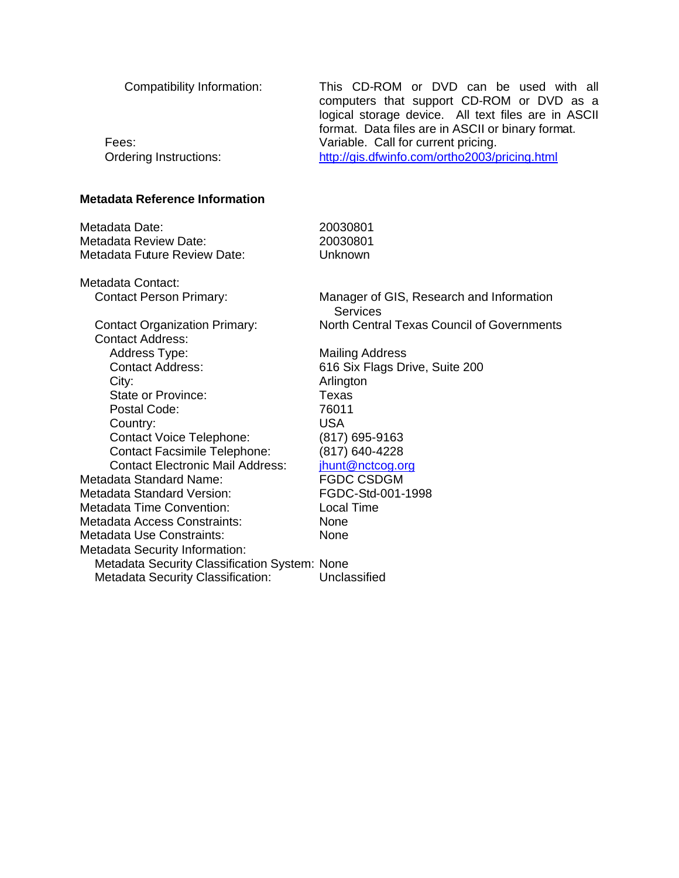Compatibility Information: This CD-ROM or DVD can be used with all computers that support CD-ROM or DVD as a logical storage device. All text files are in ASCII format. Data files are in ASCII or binary format.

Fees: Variable. Call for current pricing.

Ordering Instructions: http://gis.dfwinfo.com/ortho2003/pricing.html

**Metadata Reference Information**

Metadata Date: 20030801
Metadata Review Date: 20030801
Metadata Future Review Date: Unknown

Metadata Contact:
- Contact Person Primary: Manager of GIS, Research and Information Services
- Contact Organization Primary: North Central Texas Council of Governments
- Contact Address:
  - Address Type: Mailing Address
  - Contact Address: 616 Six Flags Drive, Suite 200
  - City: Arlington
  - State or Province: Texas
  - Postal Code: 76011
  - Country: USA
  - Contact Voice Telephone: (817) 695-9163
  - Contact Facsimile Telephone: (817) 640-4228
  - Contact Electronic Mail Address: jhunt@nctcog.org

Metadata Standard Name: FGDC CSDGM
Metadata Standard Version: FGDC-Std-001-1998
Metadata Time Convention: Local Time
Metadata Access Constraints: None
Metadata Use Constraints: None
Metadata Security Information:
- Metadata Security Classification System: None
- Metadata Security Classification: Unclassified